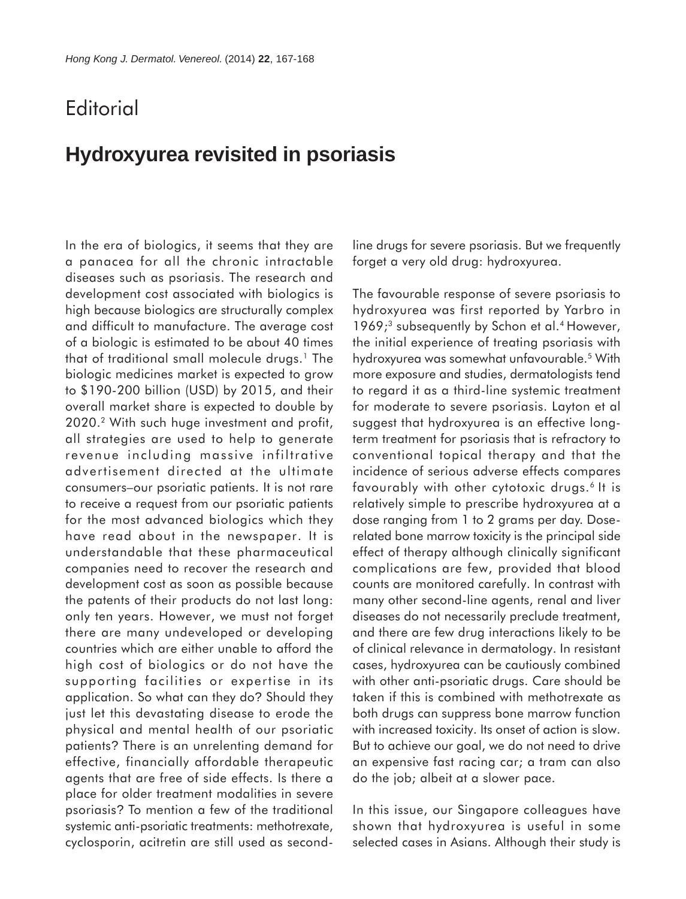Editorial

# Hydroxyurea revisited in psoriasis

In the era of biologics, it seems that they are a panacea for all the chronic intractable diseases such as psoriasis. The research and development cost associated with biologics is high because biologics are structurally complex and difficult to manufacture. The average cost of a biologic is estimated to be about 40 times that of traditional small molecule drugs.[1] The biologic medicines market is expected to grow to $190-200 billion (USD) by 2015, and their overall market share is expected to double by 2020.[2] With such huge investment and profit, all strategies are used to help to generate revenue including massive infiltrative advertisement directed at the ultimate consumers–our psoriatic patients. It is not rare to receive a request from our psoriatic patients for the most advanced biologics which they have read about in the newspaper. It is understandable that these pharmaceutical companies need to recover the research and development cost as soon as possible because the patents of their products do not last long: only ten years. However, we must not forget there are many undeveloped or developing countries which are either unable to afford the high cost of biologics or do not have the supporting facilities or expertise in its application. So what can they do? Should they just let this devastating disease to erode the physical and mental health of our psoriatic patients? There is an unrelenting demand for effective, financially affordable therapeutic agents that are free of side effects. Is there a place for older treatment modalities in severe psoriasis? To mention a few of the traditional systemic anti-psoriatic treatments: methotrexate, cyclosporin, acitretin are still used as second-line drugs for severe psoriasis. But we frequently forget a very old drug: hydroxyurea.

The favourable response of severe psoriasis to hydroxyurea was first reported by Yarbro in 1969;[3] subsequently by Schon et al.[4] However, the initial experience of treating psoriasis with hydroxyurea was somewhat unfavourable.[5] With more exposure and studies, dermatologists tend to regard it as a third-line systemic treatment for moderate to severe psoriasis. Layton et al suggest that hydroxyurea is an effective long-term treatment for psoriasis that is refractory to conventional topical therapy and that the incidence of serious adverse effects compares favourably with other cytotoxic drugs.[6] It is relatively simple to prescribe hydroxyurea at a dose ranging from 1 to 2 grams per day. Dose-related bone marrow toxicity is the principal side effect of therapy although clinically significant complications are few, provided that blood counts are monitored carefully. In contrast with many other second-line agents, renal and liver diseases do not necessarily preclude treatment, and there are few drug interactions likely to be of clinical relevance in dermatology. In resistant cases, hydroxyurea can be cautiously combined with other anti-psoriatic drugs. Care should be taken if this is combined with methotrexate as both drugs can suppress bone marrow function with increased toxicity. Its onset of action is slow. But to achieve our goal, we do not need to drive an expensive fast racing car; a tram can also do the job; albeit at a slower pace.

In this issue, our Singapore colleagues have shown that hydroxyurea is useful in some selected cases in Asians. Although their study is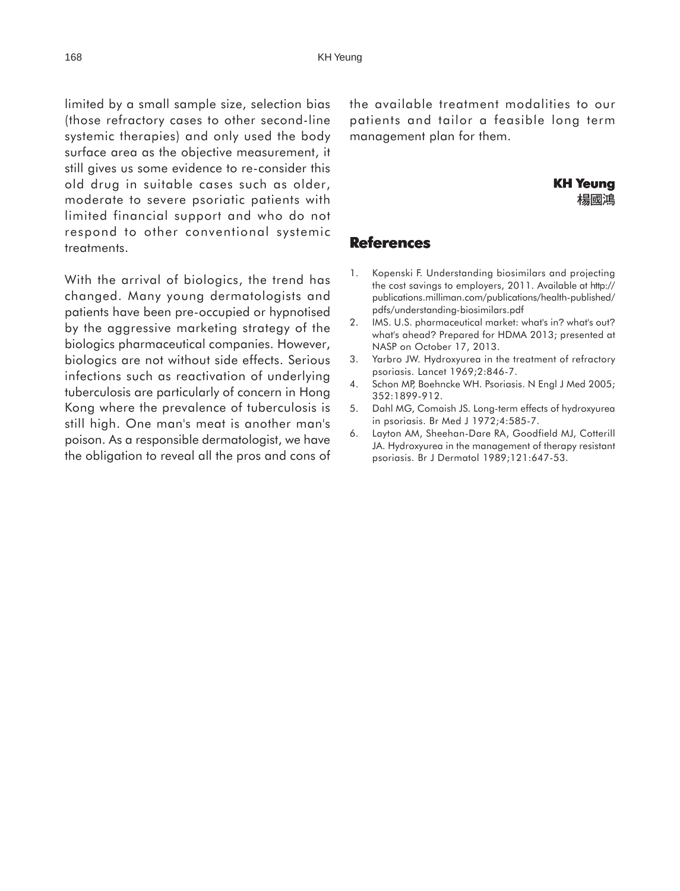limited by a small sample size, selection bias (those refractory cases to other second-line systemic therapies) and only used the body surface area as the objective measurement, it still gives us some evidence to re-consider this old drug in suitable cases such as older, moderate to severe psoriatic patients with limited financial support and who do not respond to other conventional systemic treatments.

With the arrival of biologics, the trend has changed. Many young dermatologists and patients have been pre-occupied or hypnotised by the aggressive marketing strategy of the biologics pharmaceutical companies. However, biologics are not without side effects. Serious infections such as reactivation of underlying tuberculosis are particularly of concern in Hong Kong where the prevalence of tuberculosis is still high. One man's meat is another man's poison. As a responsible dermatologist, we have the obligation to reveal all the pros and cons of the available treatment modalities to our patients and tailor a feasible long term management plan for them.

**KH Yeung**
**楊國鴻**

## References

1. Kopenski F. Understanding biosimilars and projecting the cost savings to employers, 2011. Available at http://publications.milliman.com/publications/health-published/pdfs/understanding-biosimilars.pdf
2. IMS. U.S. pharmaceutical market: what's in? what's out? what's ahead? Prepared for HDMA 2013; presented at NASP on October 17, 2013.
3. Yarbro JW. Hydroxyurea in the treatment of refractory psoriasis. Lancet 1969;2:846-7.
4. Schon MP, Boehncke WH. Psoriasis. N Engl J Med 2005; 352:1899-912.
5. Dahl MG, Comaish JS. Long-term effects of hydroxyurea in psoriasis. Br Med J 1972;4:585-7.
6. Layton AM, Sheehan-Dare RA, Goodfield MJ, Cotterill JA. Hydroxyurea in the management of therapy resistant psoriasis. Br J Dermatol 1989;121:647-53.